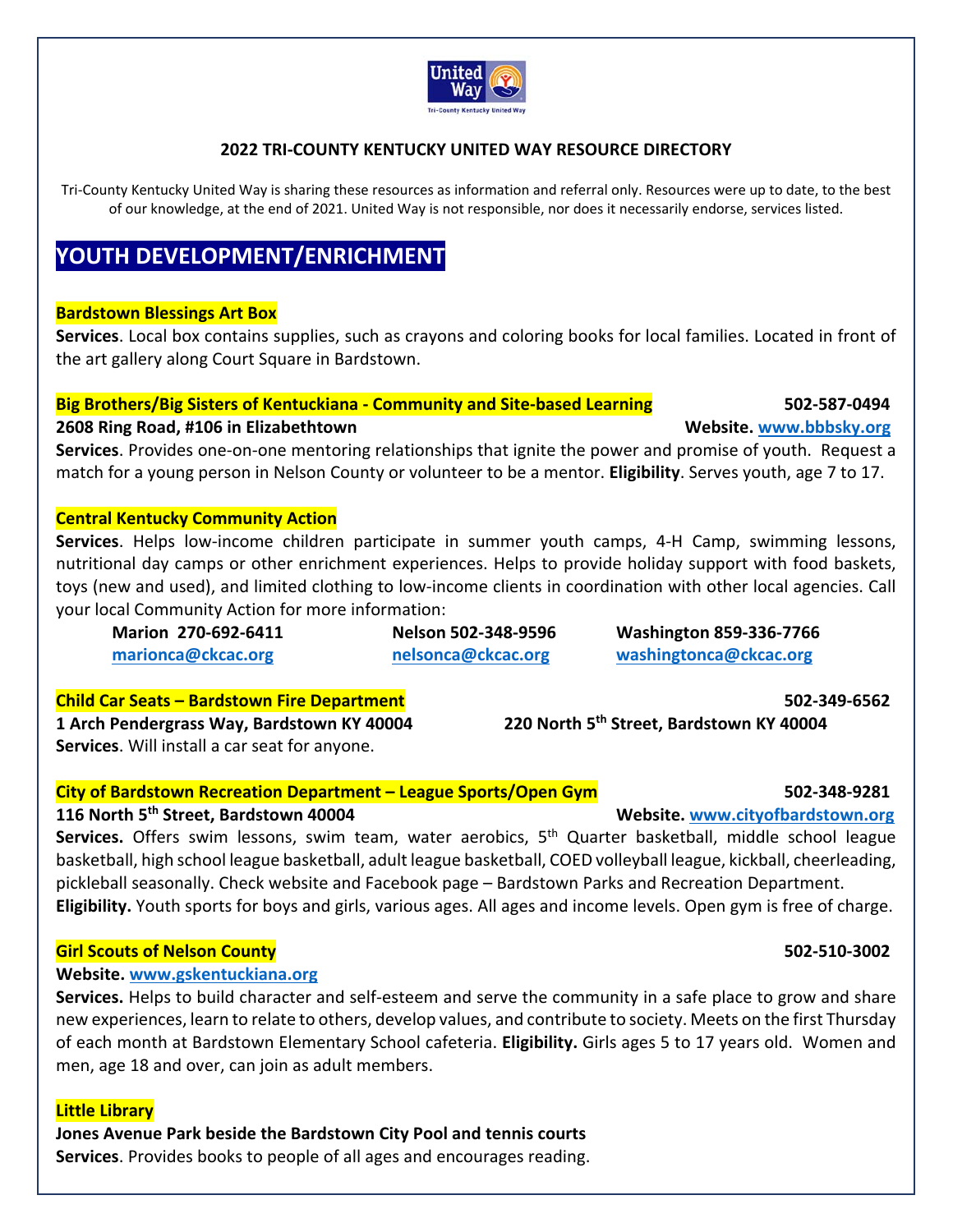**2022 TRI-COUNTY KENTUCKY UNITED WAY RESOURCE DIRECTORY**

Tri-County Kentucky United Way is sharing these resources as information and referral only. Resources were up to date, to the best of our knowledge, at the end of 2021. United Way is not responsible, nor does it necessarily endorse, services listed.

# YOUTH DEVELOPMENT/ENRICHMENT

**Bardstown Blessings Art Box**

**Services**. Local box contains supplies, such as crayons and coloring books for local families. Located in front of the art gallery along Court Square in Bardstown.

**Big Brothers/Big Sisters of Kentuckiana - Community and Site-based Learning** **502-587-0494**

**2608 Ring Road, #106 in Elizabethtown** **Website. www.bbbsky.org**

**Services**. Provides one-on-one mentoring relationships that ignite the power and promise of youth. Request a match for a young person in Nelson County or volunteer to be a mentor. **Eligibility**. Serves youth, age 7 to 17.

**Central Kentucky Community Action**

**Services**. Helps low-income children participate in summer youth camps, 4-H Camp, swimming lessons, nutritional day camps or other enrichment experiences. Helps to provide holiday support with food baskets, toys (new and used), and limited clothing to low-income clients in coordination with other local agencies. Call your local Community Action for more information:

- **Marion 270-692-6411** — marionca@ckcac.org
- **Nelson 502-348-9596** — nelsonca@ckcac.org
- **Washington 859-336-7766** — washingtonca@ckcac.org

**Child Car Seats – Bardstown Fire Department** **502-349-6562**

**1 Arch Pendergrass Way, Bardstown KY 40004** **220 North 5th Street, Bardstown KY 40004**

**Services**. Will install a car seat for anyone.

**City of Bardstown Recreation Department – League Sports/Open Gym** **502-348-9281**

**116 North 5th Street, Bardstown 40004** **Website. www.cityofbardstown.org**

**Services.** Offers swim lessons, swim team, water aerobics, 5th Quarter basketball, middle school league basketball, high school league basketball, adult league basketball, COED volleyball league, kickball, cheerleading, pickleball seasonally. Check website and Facebook page – Bardstown Parks and Recreation Department.

**Eligibility.** Youth sports for boys and girls, various ages. All ages and income levels. Open gym is free of charge.

**Girl Scouts of Nelson County** **502-510-3002**

**Website. www.gskentuckiana.org**

**Services.** Helps to build character and self-esteem and serve the community in a safe place to grow and share new experiences, learn to relate to others, develop values, and contribute to society. Meets on the first Thursday of each month at Bardstown Elementary School cafeteria. **Eligibility.** Girls ages 5 to 17 years old. Women and men, age 18 and over, can join as adult members.

**Little Library**

**Jones Avenue Park beside the Bardstown City Pool and tennis courts**

**Services**. Provides books to people of all ages and encourages reading.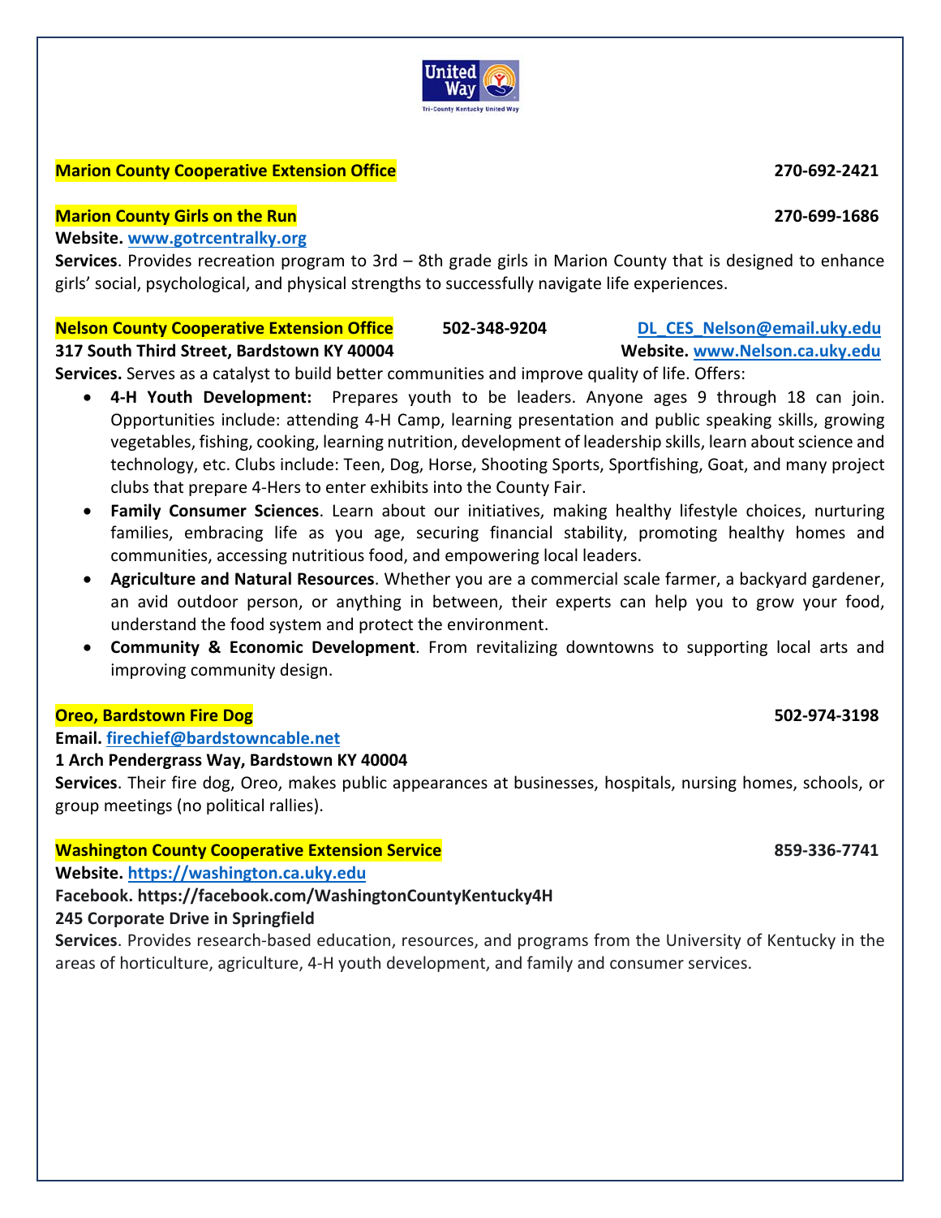**Marion County Cooperative Extension Office** 270-692-2421

**Marion County Girls on the Run** 270-699-1686

**Website.** www.gotrcentralky.org

**Services**. Provides recreation program to 3rd – 8th grade girls in Marion County that is designed to enhance girls' social, psychological, and physical strengths to successfully navigate life experiences.

**Nelson County Cooperative Extension Office** **502-348-9204** DL_CES_Nelson@email.uky.edu

**317 South Third Street, Bardstown KY 40004** **Website.** www.Nelson.ca.uky.edu

**Services.** Serves as a catalyst to build better communities and improve quality of life. Offers:

- **4-H Youth Development:** Prepares youth to be leaders. Anyone ages 9 through 18 can join. Opportunities include: attending 4-H Camp, learning presentation and public speaking skills, growing vegetables, fishing, cooking, learning nutrition, development of leadership skills, learn about science and technology, etc. Clubs include: Teen, Dog, Horse, Shooting Sports, Sportfishing, Goat, and many project clubs that prepare 4-Hers to enter exhibits into the County Fair.
- **Family Consumer Sciences**. Learn about our initiatives, making healthy lifestyle choices, nurturing families, embracing life as you age, securing financial stability, promoting healthy homes and communities, accessing nutritious food, and empowering local leaders.
- **Agriculture and Natural Resources**. Whether you are a commercial scale farmer, a backyard gardener, an avid outdoor person, or anything in between, their experts can help you to grow your food, understand the food system and protect the environment.
- **Community & Economic Development**. From revitalizing downtowns to supporting local arts and improving community design.

**Oreo, Bardstown Fire Dog** 502-974-3198

**Email.** firechief@bardstowncable.net

**1 Arch Pendergrass Way, Bardstown KY 40004**

**Services**. Their fire dog, Oreo, makes public appearances at businesses, hospitals, nursing homes, schools, or group meetings (no political rallies).

**Washington County Cooperative Extension Service** 859-336-7741

**Website.** https://washington.ca.uky.edu

**Facebook. https://facebook.com/WashingtonCountyKentucky4H**

**245 Corporate Drive in Springfield**

**Services**. Provides research-based education, resources, and programs from the University of Kentucky in the areas of horticulture, agriculture, 4-H youth development, and family and consumer services.